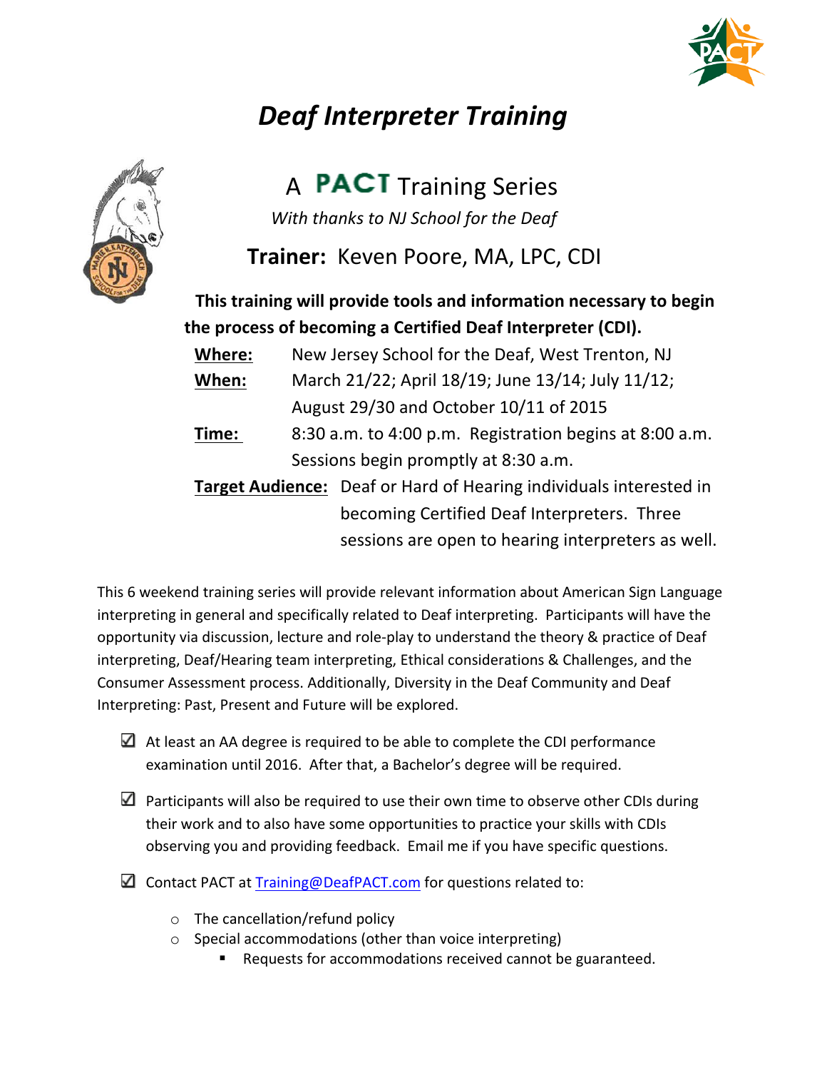# *Deaf Interpreter Training*

## A PACT Training Series

*With thanks to NJ School for the Deaf*

### **Trainer:** Keven Poore, MA, LPC, CDI

**This training will provide tools and information necessary to begin the process of becoming a Certified Deaf Interpreter (CDI).**

**Where:** New Jersey School for the Deaf, West Trenton, NJ

**When:** March 21/22; April 18/19; June 13/14; July 11/12; August 29/30 and October 10/11 of 2015

**Time:** 8:30 a.m. to 4:00 p.m. Registration begins at 8:00 a.m. Sessions begin promptly at 8:30 a.m.

**Target Audience:** Deaf or Hard of Hearing individuals interested in becoming Certified Deaf Interpreters. Three sessions are open to hearing interpreters as well.

This 6 weekend training series will provide relevant information about American Sign Language interpreting in general and specifically related to Deaf interpreting. Participants will have the opportunity via discussion, lecture and role-play to understand the theory & practice of Deaf interpreting, Deaf/Hearing team interpreting, Ethical considerations & Challenges, and the Consumer Assessment process. Additionally, Diversity in the Deaf Community and Deaf Interpreting: Past, Present and Future will be explored.

- ☑ At least an AA degree is required to be able to complete the CDI performance examination until 2016. After that, a Bachelor's degree will be required.
- ☑ Participants will also be required to use their own time to observe other CDIs during their work and to also have some opportunities to practice your skills with CDIs observing you and providing feedback. Email me if you have specific questions.
- ☑ Contact PACT at Training@DeafPACT.com for questions related to:
  - The cancellation/refund policy
  - Special accommodations (other than voice interpreting)
    - Requests for accommodations received cannot be guaranteed.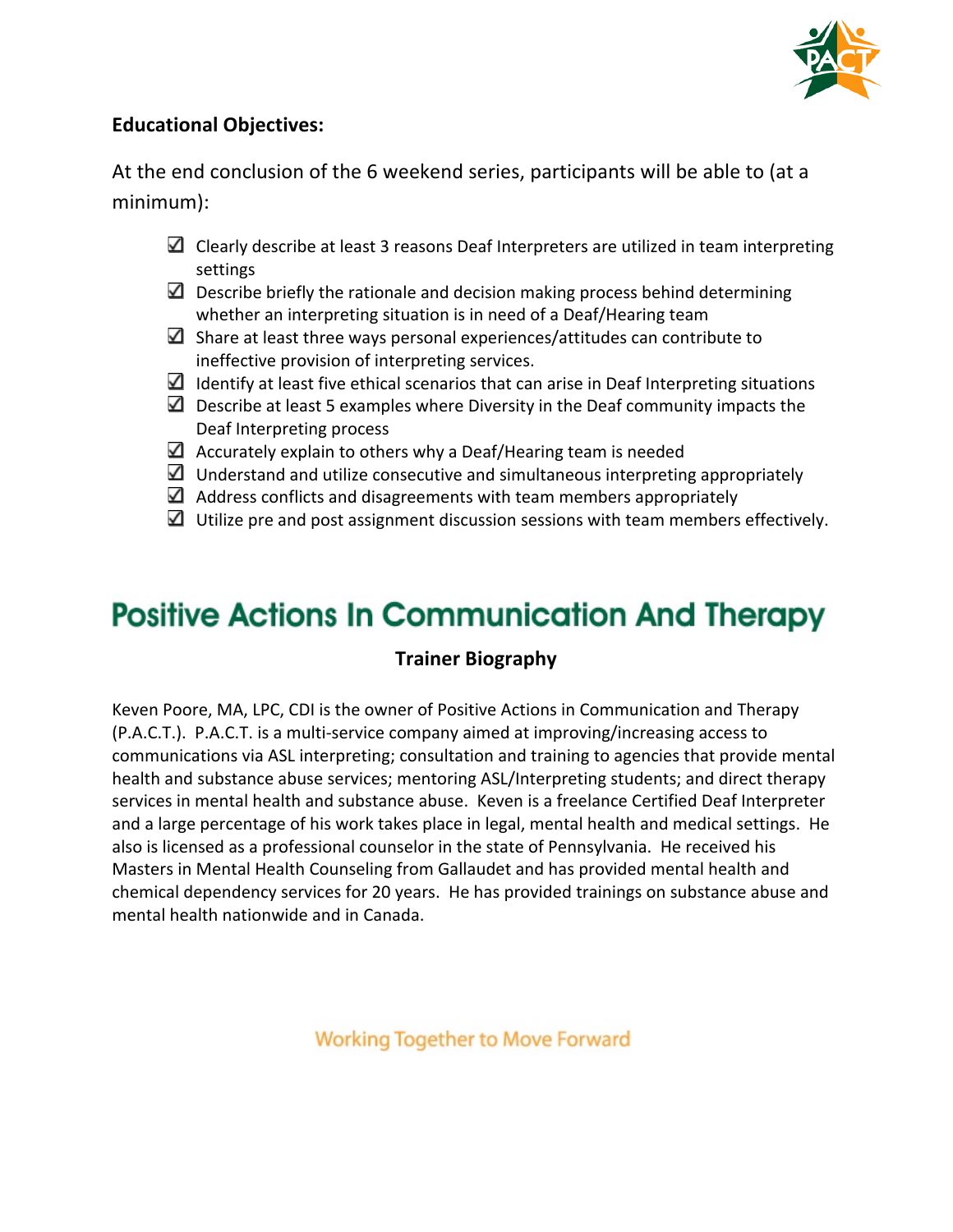**Educational Objectives:**

At the end conclusion of the 6 weekend series, participants will be able to (at a minimum):

- ☑ Clearly describe at least 3 reasons Deaf Interpreters are utilized in team interpreting settings
- ☑ Describe briefly the rationale and decision making process behind determining whether an interpreting situation is in need of a Deaf/Hearing team
- ☑ Share at least three ways personal experiences/attitudes can contribute to ineffective provision of interpreting services.
- ☑ Identify at least five ethical scenarios that can arise in Deaf Interpreting situations
- ☑ Describe at least 5 examples where Diversity in the Deaf community impacts the Deaf Interpreting process
- ☑ Accurately explain to others why a Deaf/Hearing team is needed
- ☑ Understand and utilize consecutive and simultaneous interpreting appropriately
- ☑ Address conflicts and disagreements with team members appropriately
- ☑ Utilize pre and post assignment discussion sessions with team members effectively.

# Positive Actions In Communication And Therapy

## Trainer Biography

Keven Poore, MA, LPC, CDI is the owner of Positive Actions in Communication and Therapy (P.A.C.T.). P.A.C.T. is a multi-service company aimed at improving/increasing access to communications via ASL interpreting; consultation and training to agencies that provide mental health and substance abuse services; mentoring ASL/Interpreting students; and direct therapy services in mental health and substance abuse. Keven is a freelance Certified Deaf Interpreter and a large percentage of his work takes place in legal, mental health and medical settings. He also is licensed as a professional counselor in the state of Pennsylvania. He received his Masters in Mental Health Counseling from Gallaudet and has provided mental health and chemical dependency services for 20 years. He has provided trainings on substance abuse and mental health nationwide and in Canada.

Working Together to Move Forward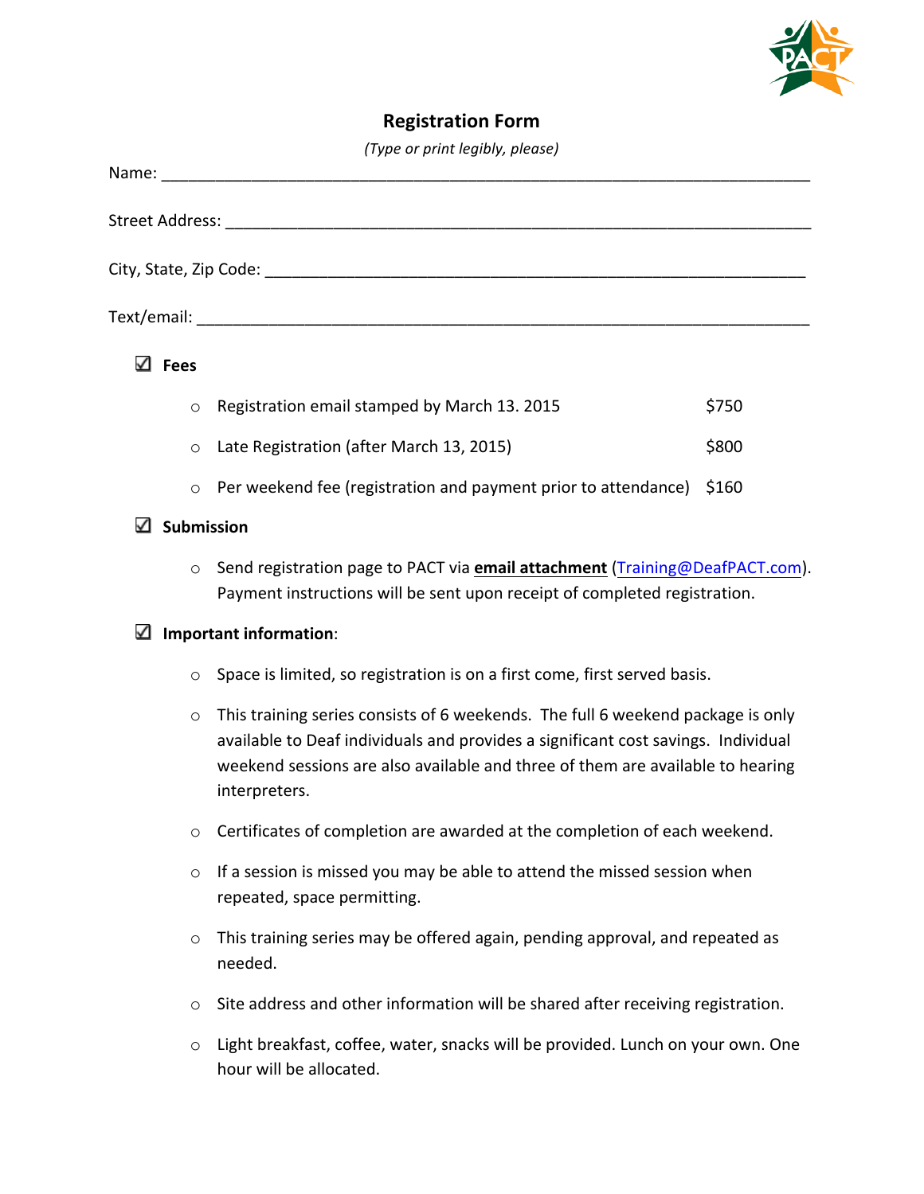# Registration Form

*(Type or print legibly, please)*

Name: ___________________________________________________________________________

Street Address: ____________________________________________________________________

City, State, Zip Code: ______________________________________________________________

Text/email: _______________________________________________________________________

☑ **Fees**

- Registration email stamped by March 13. 2015 $750
- Late Registration (after March 13, 2015) $800
- Per weekend fee (registration and payment prior to attendance) $160

☑ **Submission**

- Send registration page to PACT via **email attachment** (Training@DeafPACT.com). Payment instructions will be sent upon receipt of completed registration.

☑ **Important information**:

- Space is limited, so registration is on a first come, first served basis.
- This training series consists of 6 weekends. The full 6 weekend package is only available to Deaf individuals and provides a significant cost savings. Individual weekend sessions are also available and three of them are available to hearing interpreters.
- Certificates of completion are awarded at the completion of each weekend.
- If a session is missed you may be able to attend the missed session when repeated, space permitting.
- This training series may be offered again, pending approval, and repeated as needed.
- Site address and other information will be shared after receiving registration.
- Light breakfast, coffee, water, snacks will be provided. Lunch on your own. One hour will be allocated.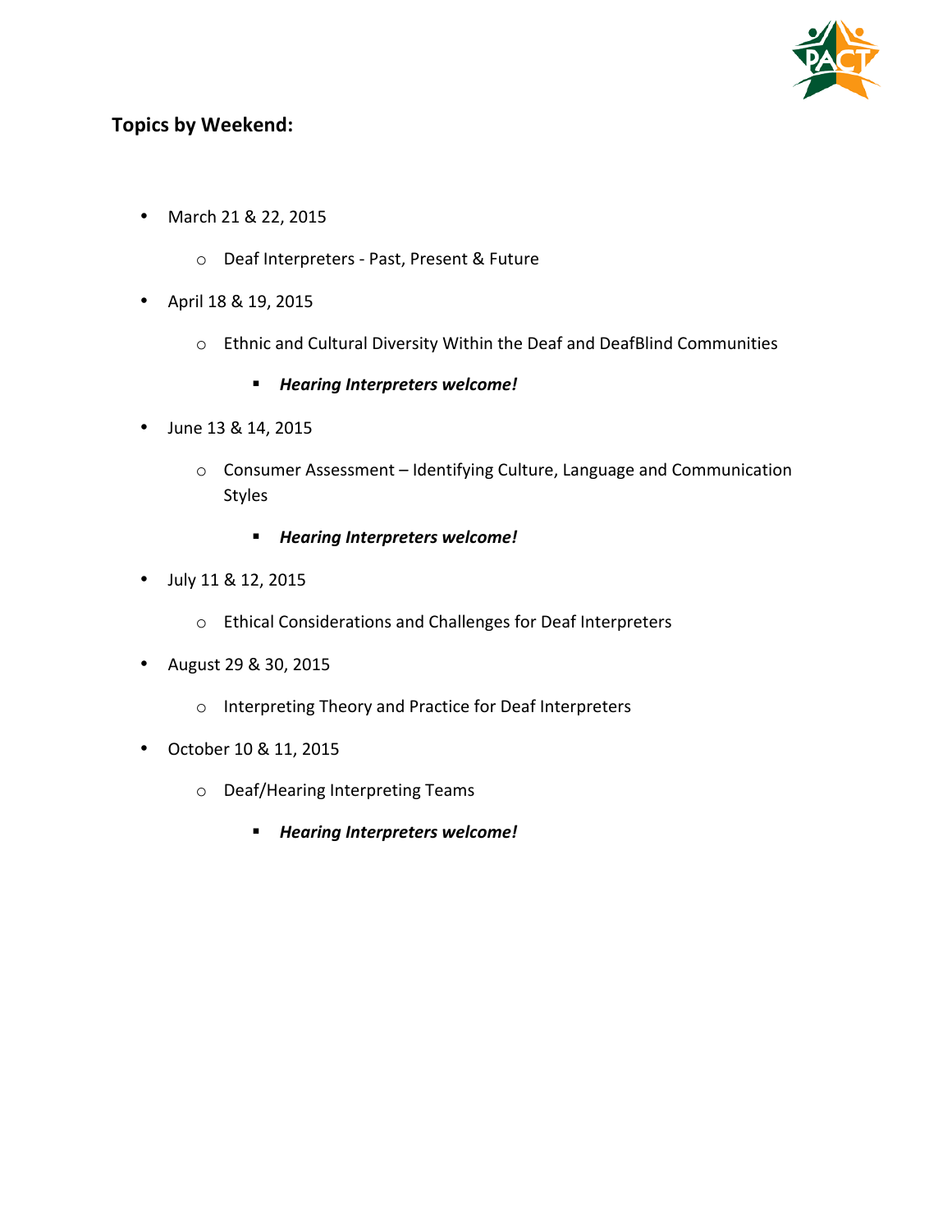## Topics by Weekend:

- March 21 & 22, 2015
  - Deaf Interpreters - Past, Present & Future
- April 18 & 19, 2015
  - Ethnic and Cultural Diversity Within the Deaf and DeafBlind Communities
    - ***Hearing Interpreters welcome!***
- June 13 & 14, 2015
  - Consumer Assessment – Identifying Culture, Language and Communication Styles
    - ***Hearing Interpreters welcome!***
- July 11 & 12, 2015
  - Ethical Considerations and Challenges for Deaf Interpreters
- August 29 & 30, 2015
  - Interpreting Theory and Practice for Deaf Interpreters
- October 10 & 11, 2015
  - Deaf/Hearing Interpreting Teams
    - ***Hearing Interpreters welcome!***